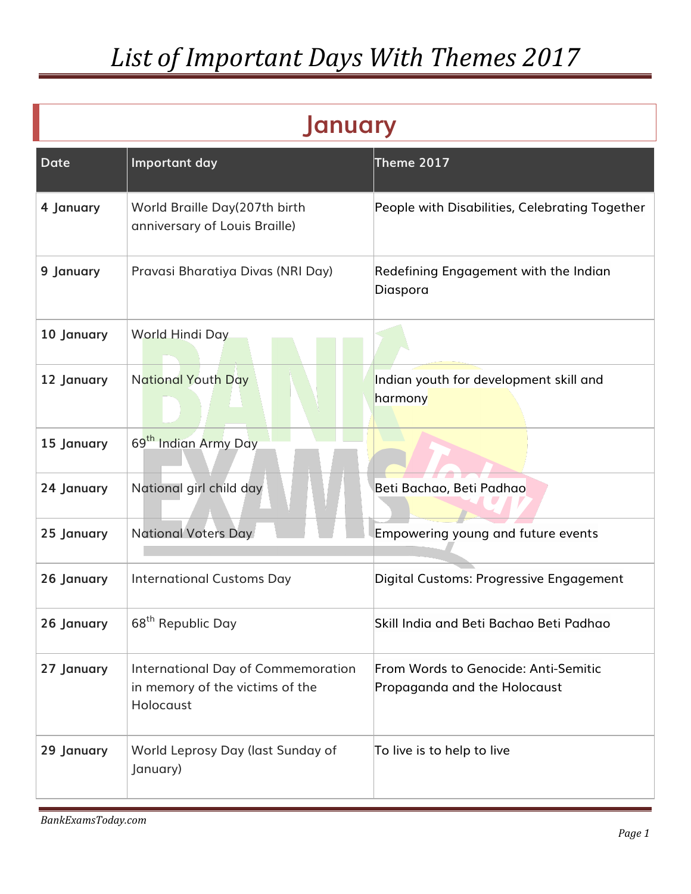# List of Important Days With Themes 2017

## January

| Date | Important day | Theme 2017 |
|---|---|---|
| **4 January** | World Braille Day(207th birth anniversary of Louis Braille) | People with Disabilities, Celebrating Together |
| **9 January** | Pravasi Bharatiya Divas (NRI Day) | Redefining Engagement with the Indian Diaspora |
| **10 January** | World Hindi Day | |
| **12 January** | National Youth Day | Indian youth for development skill and harmony |
| **15 January** | 69th Indian Army Day | |
| **24 January** | National girl child day | Beti Bachao, Beti Padhao |
| **25 January** | National Voters Day | Empowering young and future events |
| **26 January** | International Customs Day | Digital Customs: Progressive Engagement |
| **26 January** | 68th Republic Day | Skill India and Beti Bachao Beti Padhao |
| **27 January** | International Day of Commemoration in memory of the victims of the Holocaust | From Words to Genocide: Anti-Semitic Propaganda and the Holocaust |
| **29 January** | World Leprosy Day (last Sunday of January) | To live is to help to live |

*BankExamsToday.com*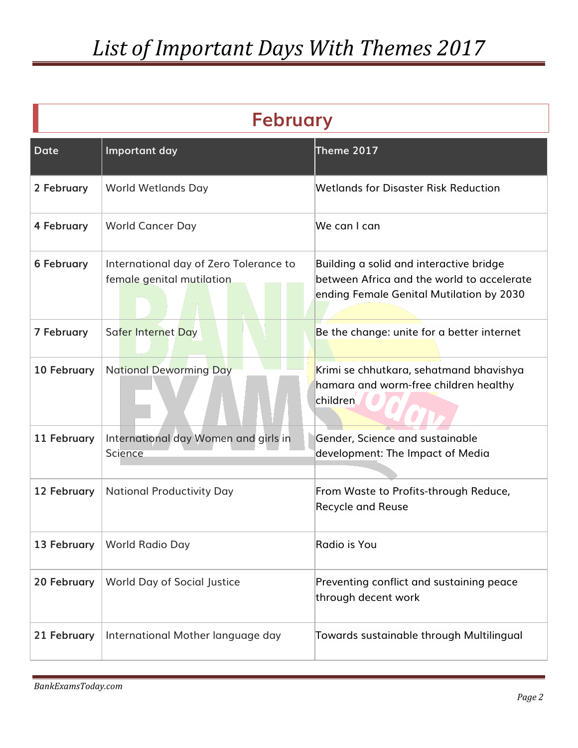# List of Important Days With Themes 2017

## February

| Date | Important day | Theme 2017 |
|---|---|---|
| **2 February** | World Wetlands Day | Wetlands for Disaster Risk Reduction |
| **4 February** | World Cancer Day | We can I can |
| **6 February** | International day of Zero Tolerance to female genital mutilation | Building a solid and interactive bridge between Africa and the world to accelerate ending Female Genital Mutilation by 2030 |
| **7 February** | Safer Internet Day | Be the change: unite for a better internet |
| **10 February** | National Deworming Day | Krimi se chhutkara, sehatmand bhavishya hamara and worm-free children healthy children |
| **11 February** | International day Women and girls in Science | Gender, Science and sustainable development: The Impact of Media |
| **12 February** | National Productivity Day | From Waste to Profits-through Reduce, Recycle and Reuse |
| **13 February** | World Radio Day | Radio is You |
| **20 February** | World Day of Social Justice | Preventing conflict and sustaining peace through decent work |
| **21 February** | International Mother language day | Towards sustainable through Multilingual |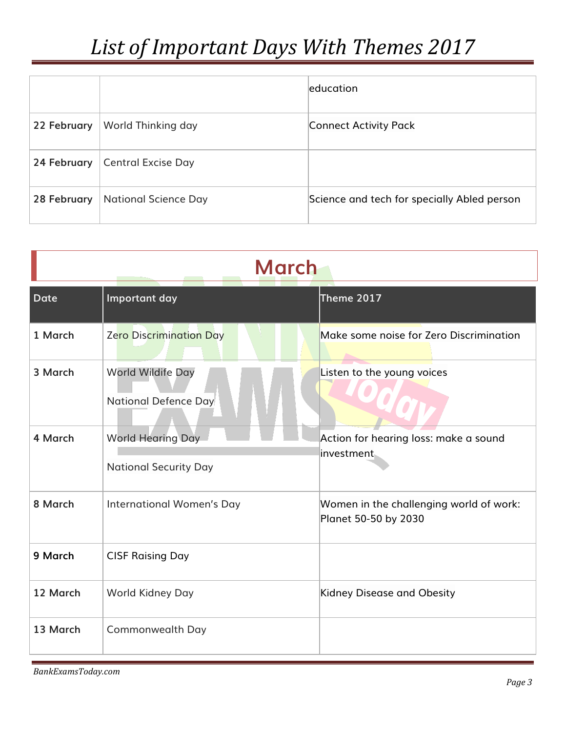| | | education |
|---|---|---|
| 22 February | World Thinking day | Connect Activity Pack |
| 24 February | Central Excise Day | |
| 28 February | National Science Day | Science and tech for specially Abled person |

## March

| Date | Important day | Theme 2017 |
|---|---|---|
| 1 March | Zero Discrimination Day | Make some noise for Zero Discrimination |
| 3 March | World Wildife Day<br>National Defence Day | Listen to the young voices |
| 4 March | World Hearing Day<br>National Security Day | Action for hearing loss: make a sound investment |
| 8 March | International Women's Day | Women in the challenging world of work: Planet 50-50 by 2030 |
| 9 March | CISF Raising Day | |
| 12 March | World Kidney Day | Kidney Disease and Obesity |
| 13 March | Commonwealth Day | |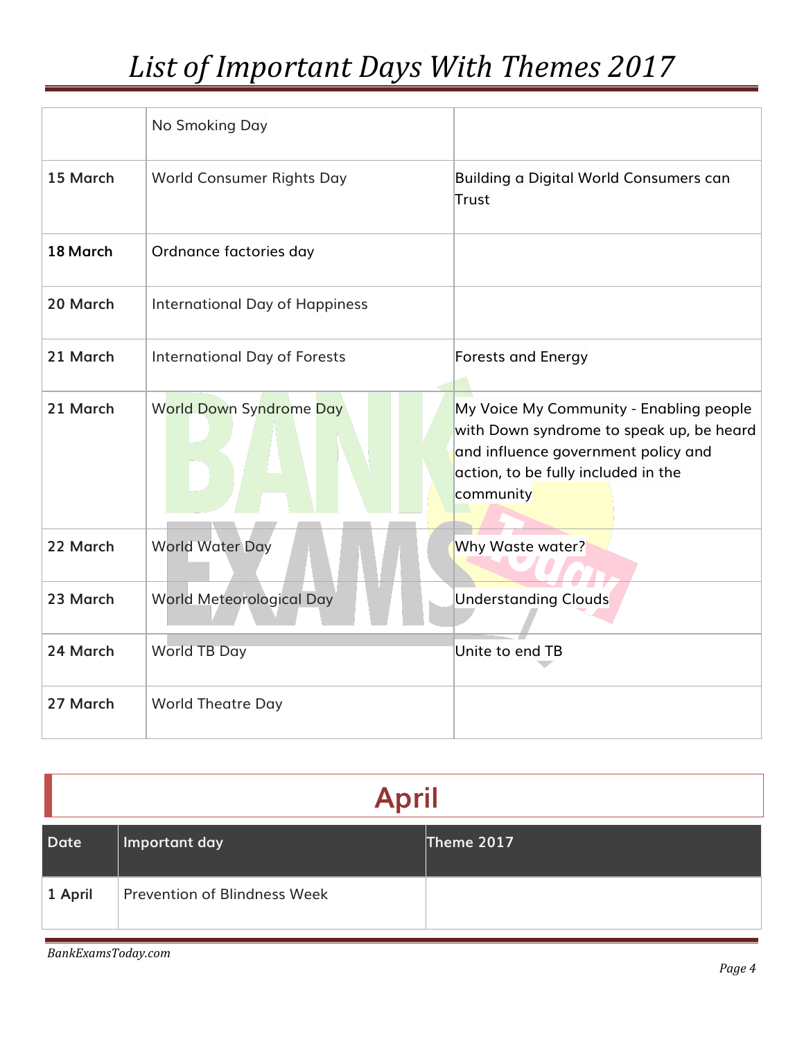|  | No Smoking Day |  |
|---|---|---|
| **15 March** | World Consumer Rights Day | Building a Digital World Consumers can Trust |
| **18 March** | Ordnance factories day |  |
| **20 March** | International Day of Happiness |  |
| **21 March** | International Day of Forests | Forests and Energy |
| **21 March** | World Down Syndrome Day | My Voice My Community - Enabling people with Down syndrome to speak up, be heard and influence government policy and action, to be fully included in the community |
| **22 March** | World Water Day | Why Waste water? |
| **23 March** | World Meteorological Day | Understanding Clouds |
| **24 March** | World TB Day | Unite to end TB |
| **27 March** | World Theatre Day |  |

## April

| Date | Important day | Theme 2017 |
|---|---|---|
| **1 April** | Prevention of Blindness Week |  |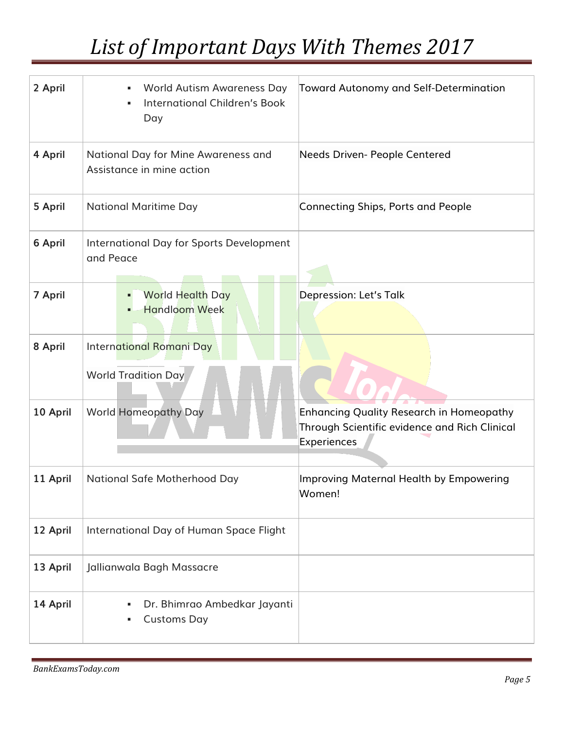# List of Important Days With Themes 2017

| | | |
|---|---|---|
| **2 April** | ▪ World Autism Awareness Day<br>▪ International Children's Book Day | Toward Autonomy and Self-Determination |
| **4 April** | National Day for Mine Awareness and Assistance in mine action | Needs Driven- People Centered |
| **5 April** | National Maritime Day | Connecting Ships, Ports and People |
| **6 April** | International Day for Sports Development and Peace | |
| **7 April** | ▪ World Health Day<br>▪ Handloom Week | Depression: Let's Talk |
| **8 April** | International Romani Day<br>World Tradition Day | |
| **10 April** | World Homeopathy Day | Enhancing Quality Research in Homeopathy Through Scientific evidence and Rich Clinical Experiences |
| **11 April** | National Safe Motherhood Day | Improving Maternal Health by Empowering Women! |
| **12 April** | International Day of Human Space Flight | |
| **13 April** | Jallianwala Bagh Massacre | |
| **14 April** | ▪ Dr. Bhimrao Ambedkar Jayanti<br>▪ Customs Day | |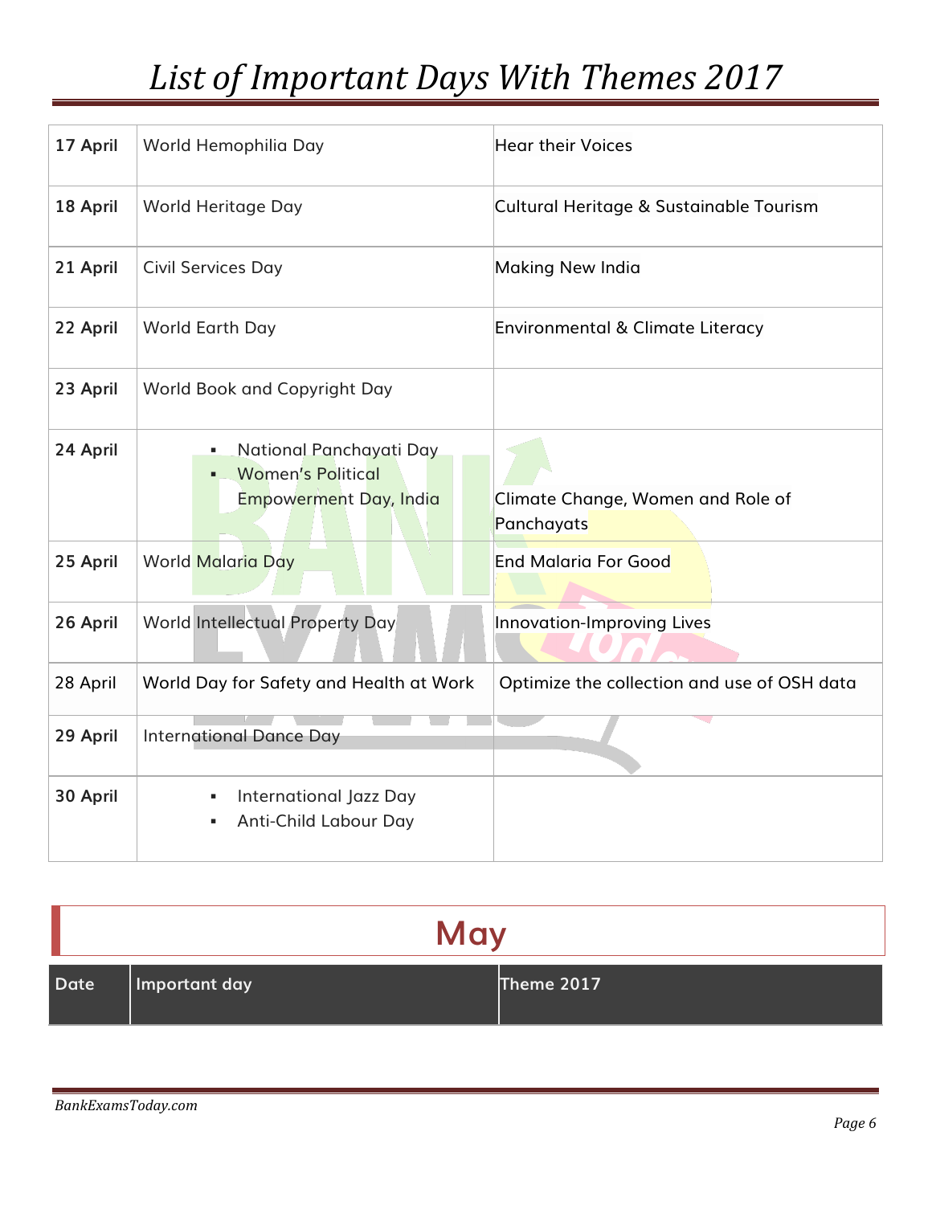| | | |
|---|---|---|
| **17 April** | World Hemophilia Day | Hear their Voices |
| **18 April** | World Heritage Day | Cultural Heritage & Sustainable Tourism |
| **21 April** | Civil Services Day | Making New India |
| **22 April** | World Earth Day | Environmental & Climate Literacy |
| **23 April** | World Book and Copyright Day | |
| **24 April** | ▪ National Panchayati Day<br>▪ Women's Political Empowerment Day, India | Climate Change, Women and Role of Panchayats |
| **25 April** | World Malaria Day | End Malaria For Good |
| **26 April** | World Intellectual Property Day | Innovation-Improving Lives |
| 28 April | World Day for Safety and Health at Work | Optimize the collection and use of OSH data |
| **29 April** | International Dance Day | |
| **30 April** | ▪ International Jazz Day<br>▪ Anti-Child Labour Day | |

## May

| Date | Important day | Theme 2017 |
|---|---|---|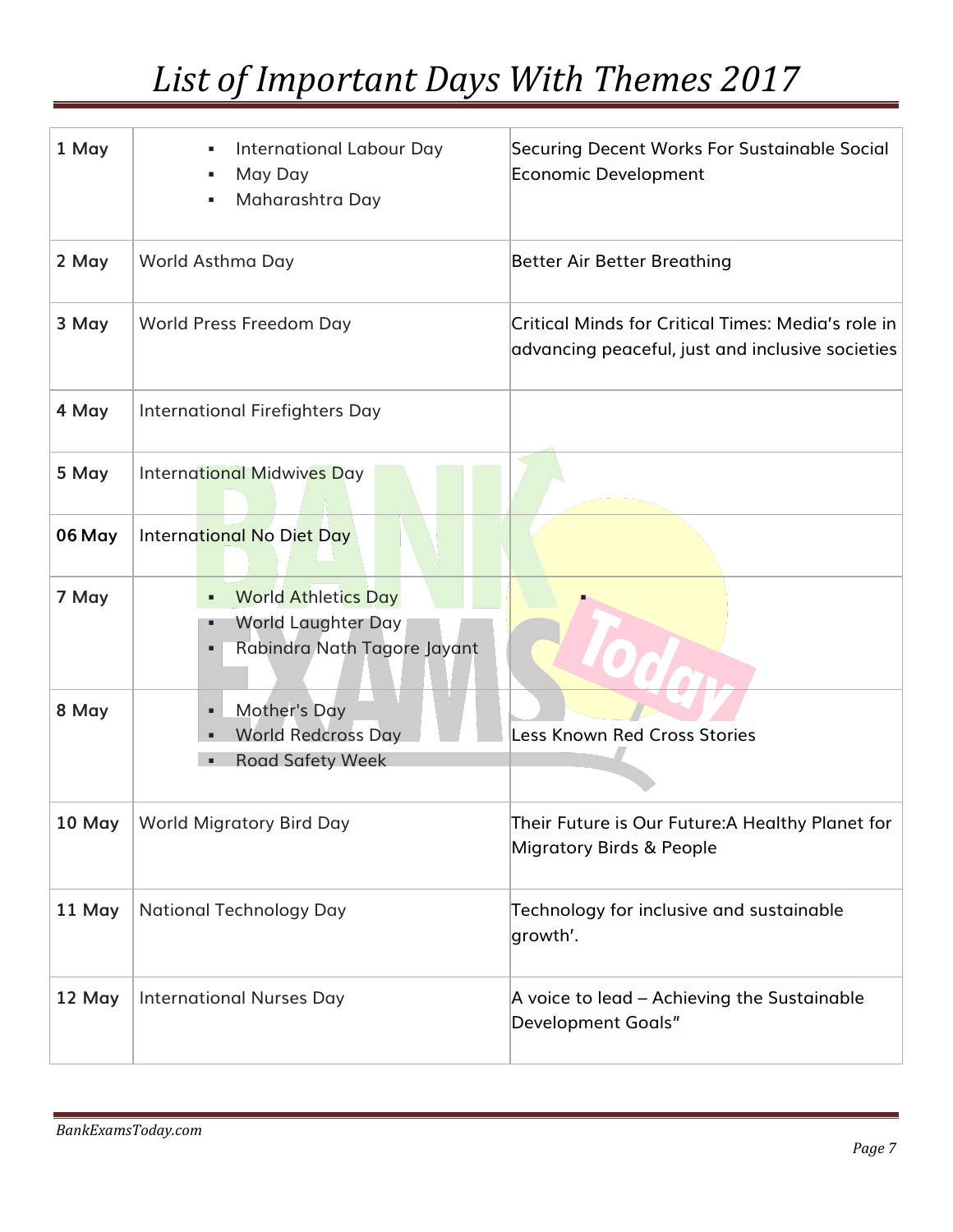# List of Important Days With Themes 2017

| | | |
|---|---|---|
| **1 May** | International Labour Day<br>May Day<br>Maharashtra Day | Securing Decent Works For Sustainable Social Economic Development |
| **2 May** | World Asthma Day | Better Air Better Breathing |
| **3 May** | World Press Freedom Day | Critical Minds for Critical Times: Media's role in advancing peaceful, just and inclusive societies |
| **4 May** | International Firefighters Day | |
| **5 May** | International Midwives Day | |
| **06 May** | International No Diet Day | |
| **7 May** | World Athletics Day<br>World Laughter Day<br>Rabindra Nath Tagore Jayant | |
| **8 May** | Mother's Day<br>World Redcross Day<br>Road Safety Week | Less Known Red Cross Stories |
| **10 May** | World Migratory Bird Day | Their Future is Our Future:A Healthy Planet for Migratory Birds & People |
| **11 May** | National Technology Day | Technology for inclusive and sustainable growth'. |
| **12 May** | International Nurses Day | A voice to lead – Achieving the Sustainable Development Goals" |

*BankExamsToday.com*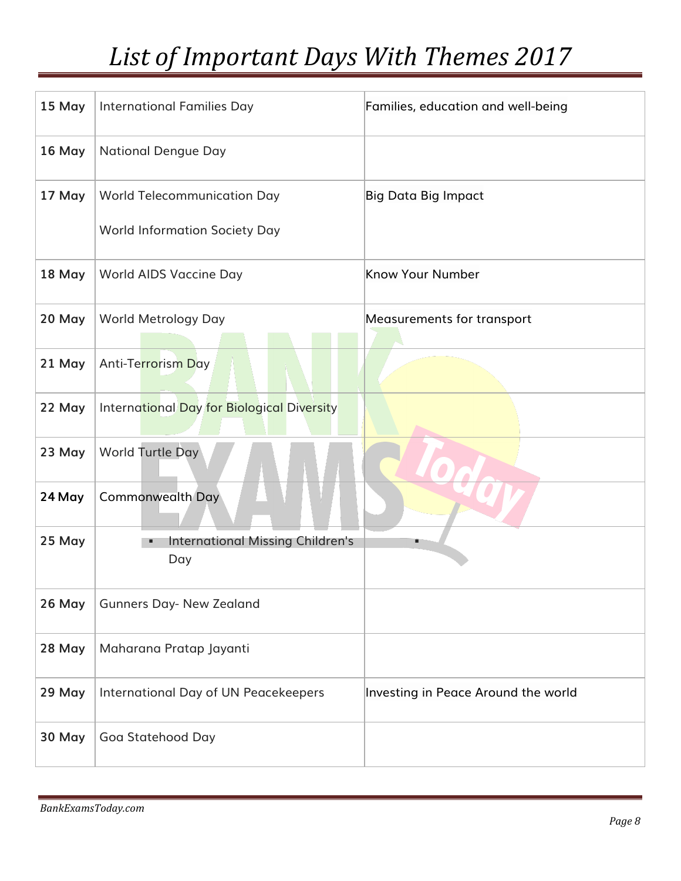| 15 May | International Families Day | Families, education and well-being |
|---|---|---|
| 16 May | National Dengue Day | |
| 17 May | World Telecommunication Day<br><br>World Information Society Day | Big Data Big Impact |
| 18 May | World AIDS Vaccine Day | Know Your Number |
| 20 May | World Metrology Day | Measurements for transport |
| 21 May | Anti-Terrorism Day | |
| 22 May | International Day for Biological Diversity | |
| 23 May | World Turtle Day | |
| 24 May | Commonwealth Day | |
| 25 May | ▪ International Missing Children's Day | ▪ |
| 26 May | Gunners Day- New Zealand | |
| 28 May | Maharana Pratap Jayanti | |
| 29 May | International Day of UN Peacekeepers | Investing in Peace Around the world |
| 30 May | Goa Statehood Day | |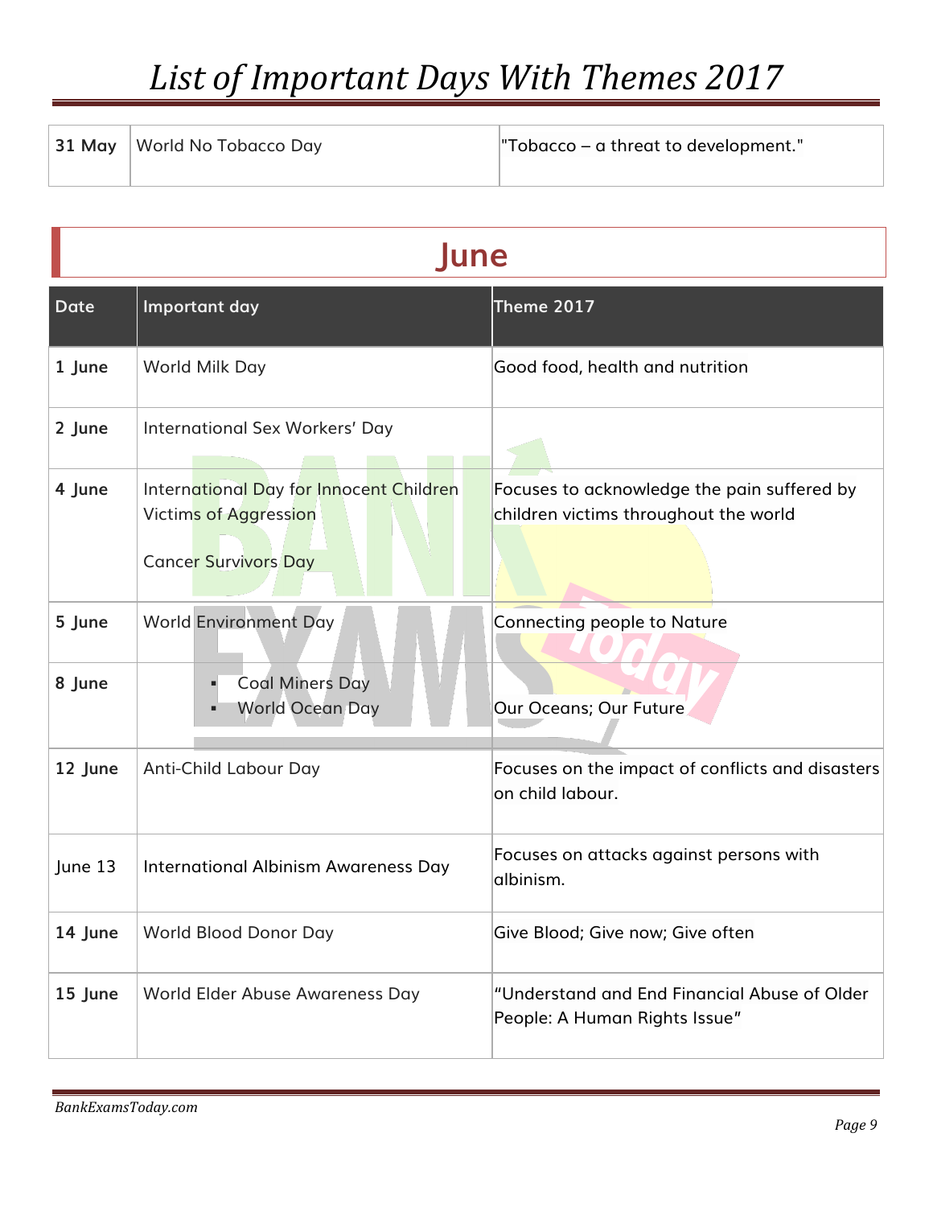| 31 May | World No Tobacco Day | "Tobacco – a threat to development." |
|---|---|---|

## June

| Date | Important day | Theme 2017 |
|---|---|---|
| 1 June | World Milk Day | Good food, health and nutrition |
| 2 June | International Sex Workers' Day | |
| 4 June | International Day for Innocent Children Victims of Aggression<br><br>Cancer Survivors Day | Focuses to acknowledge the pain suffered by children victims throughout the world |
| 5 June | World Environment Day | Connecting people to Nature |
| 8 June | ▪ Coal Miners Day<br>▪ World Ocean Day | Our Oceans; Our Future |
| 12 June | Anti-Child Labour Day | Focuses on the impact of conflicts and disasters on child labour. |
| June 13 | International Albinism Awareness Day | Focuses on attacks against persons with albinism. |
| 14 June | World Blood Donor Day | Give Blood; Give now; Give often |
| 15 June | World Elder Abuse Awareness Day | "Understand and End Financial Abuse of Older People: A Human Rights Issue" |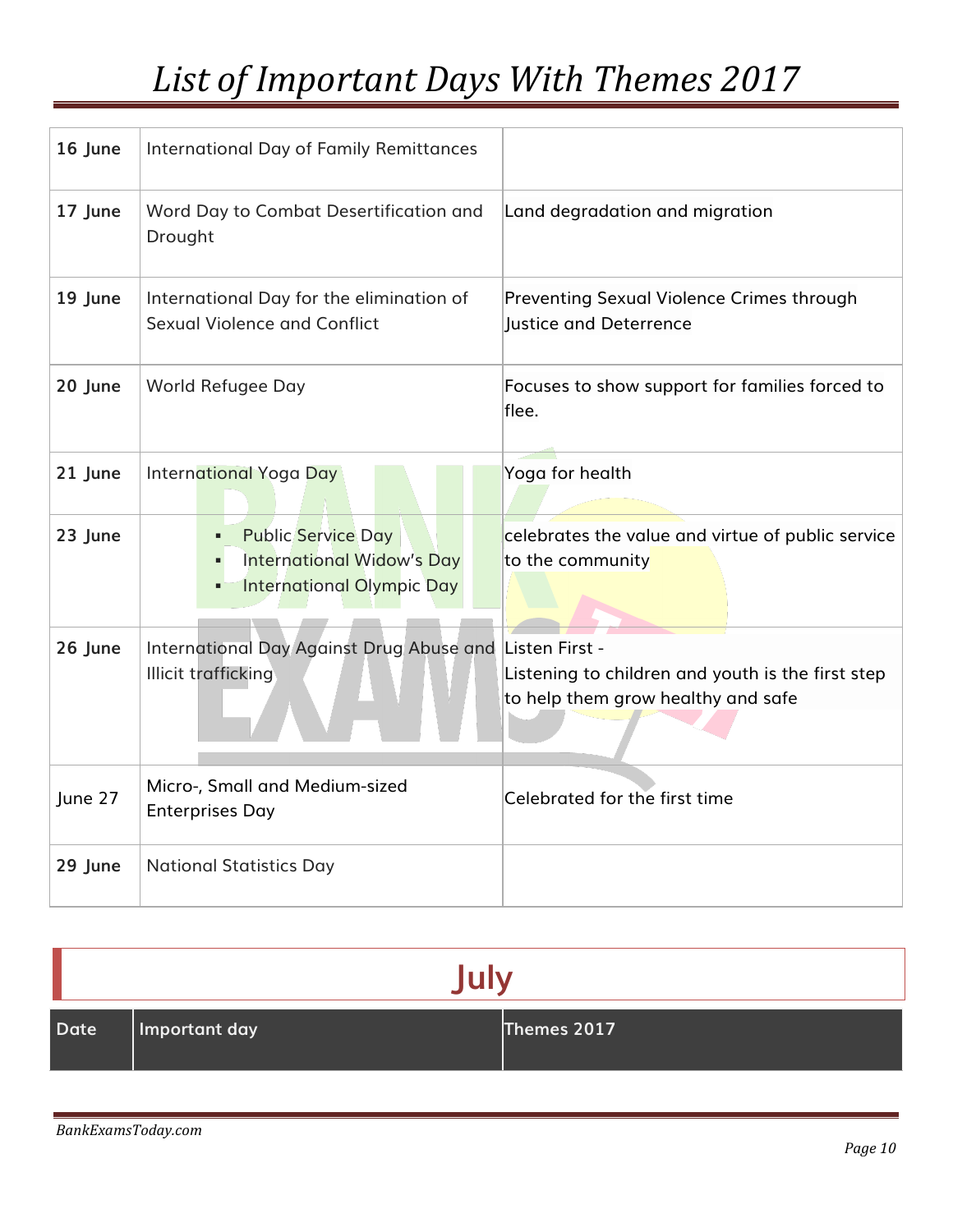| | | |
|---|---|---|
| **16 June** | International Day of Family Remittances | |
| **17 June** | Word Day to Combat Desertification and Drought | Land degradation and migration |
| **19 June** | International Day for the elimination of Sexual Violence and Conflict | Preventing Sexual Violence Crimes through Justice and Deterrence |
| **20 June** | World Refugee Day | Focuses to show support for families forced to flee. |
| **21 June** | International Yoga Day | Yoga for health |
| **23 June** | ▪ Public Service Day<br>▪ International Widow's Day<br>▪ International Olympic Day | celebrates the value and virtue of public service to the community |
| **26 June** | International Day Against Drug Abuse and Illicit trafficking | Listen First - Listening to children and youth is the first step to help them grow healthy and safe |
| June 27 | Micro-, Small and Medium-sized Enterprises Day | Celebrated for the first time |
| **29 June** | National Statistics Day | |

## July

| Date | Important day | Themes 2017 |
|---|---|---|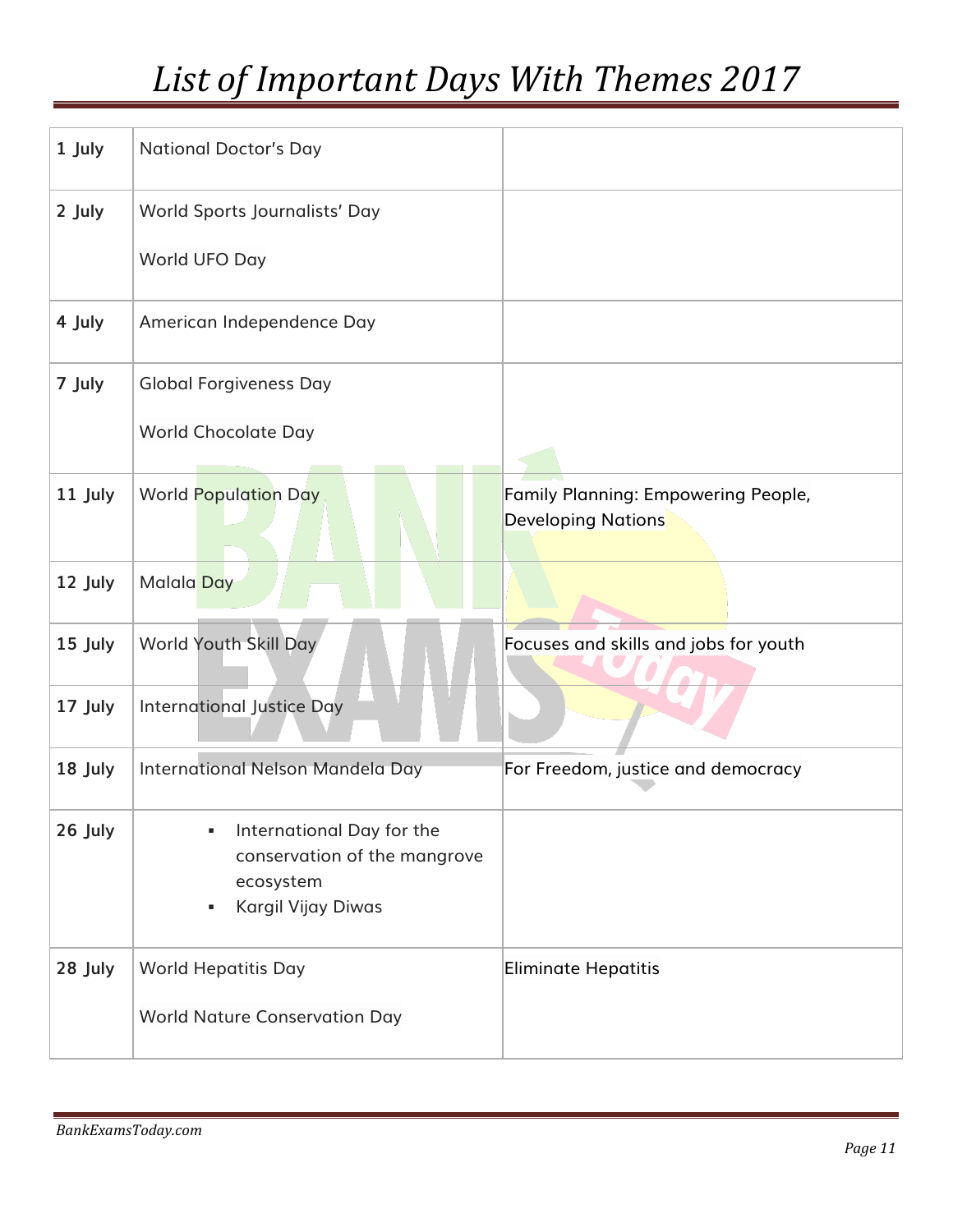| 1 July | National Doctor's Day | |
|---|---|---|
| 2 July | World Sports Journalists' Day<br>World UFO Day | |
| 4 July | American Independence Day | |
| 7 July | Global Forgiveness Day<br>World Chocolate Day | |
| 11 July | World Population Day | Family Planning: Empowering People, Developing Nations |
| 12 July | Malala Day | |
| 15 July | World Youth Skill Day | Focuses and skills and jobs for youth |
| 17 July | International Justice Day | |
| 18 July | International Nelson Mandela Day | For Freedom, justice and democracy |
| 26 July | ▪ International Day for the conservation of the mangrove ecosystem<br>▪ Kargil Vijay Diwas | |
| 28 July | World Hepatitis Day<br>World Nature Conservation Day | Eliminate Hepatitis |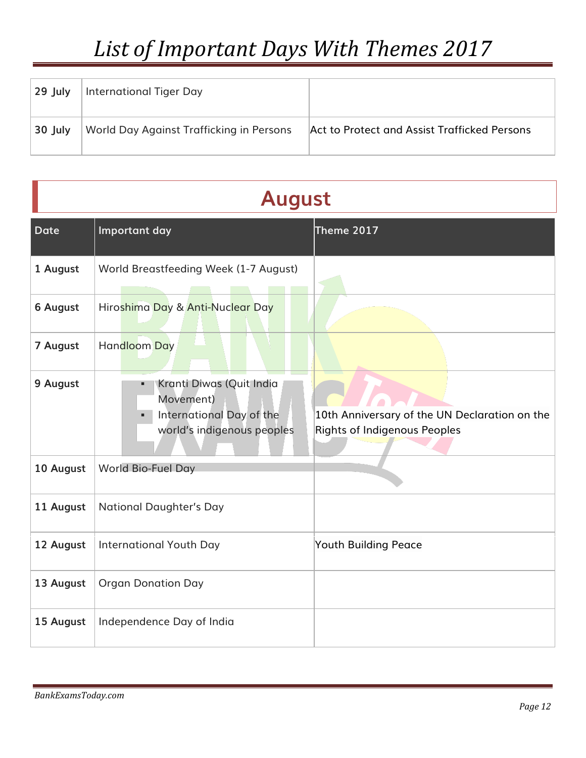| 29 July | International Tiger Day | |
|---|---|---|
| 30 July | World Day Against Trafficking in Persons | Act to Protect and Assist Trafficked Persons |

## August

| Date | Important day | Theme 2017 |
|---|---|---|
| 1 August | World Breastfeeding Week (1-7 August) | |
| 6 August | Hiroshima Day & Anti-Nuclear Day | |
| 7 August | Handloom Day | |
| 9 August | ▪ Kranti Diwas (Quit India Movement)<br>▪ International Day of the world's indigenous peoples | 10th Anniversary of the UN Declaration on the Rights of Indigenous Peoples |
| 10 August | World Bio-Fuel Day | |
| 11 August | National Daughter's Day | |
| 12 August | International Youth Day | Youth Building Peace |
| 13 August | Organ Donation Day | |
| 15 August | Independence Day of India | |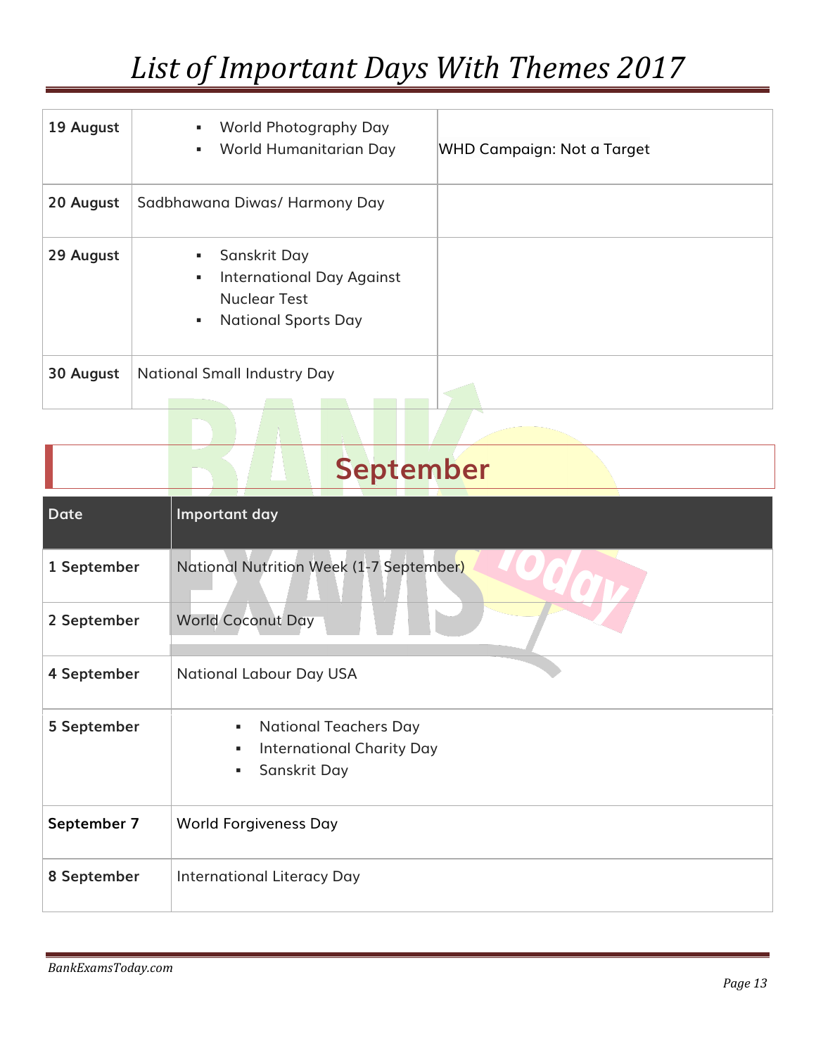| | | |
|---|---|---|
| **19 August** | ▪ World Photography Day<br>▪ World Humanitarian Day | WHD Campaign: Not a Target |
| **20 August** | Sadbhawana Diwas/ Harmony Day | |
| **29 August** | ▪ Sanskrit Day<br>▪ International Day Against Nuclear Test<br>▪ National Sports Day | |
| **30 August** | National Small Industry Day | |

## September

| Date | Important day |
|---|---|
| **1 September** | National Nutrition Week (1-7 September) |
| **2 September** | World Coconut Day |
| **4 September** | National Labour Day USA |
| **5 September** | ▪ National Teachers Day<br>▪ International Charity Day<br>▪ Sanskrit Day |
| **September 7** | World Forgiveness Day |
| **8 September** | International Literacy Day |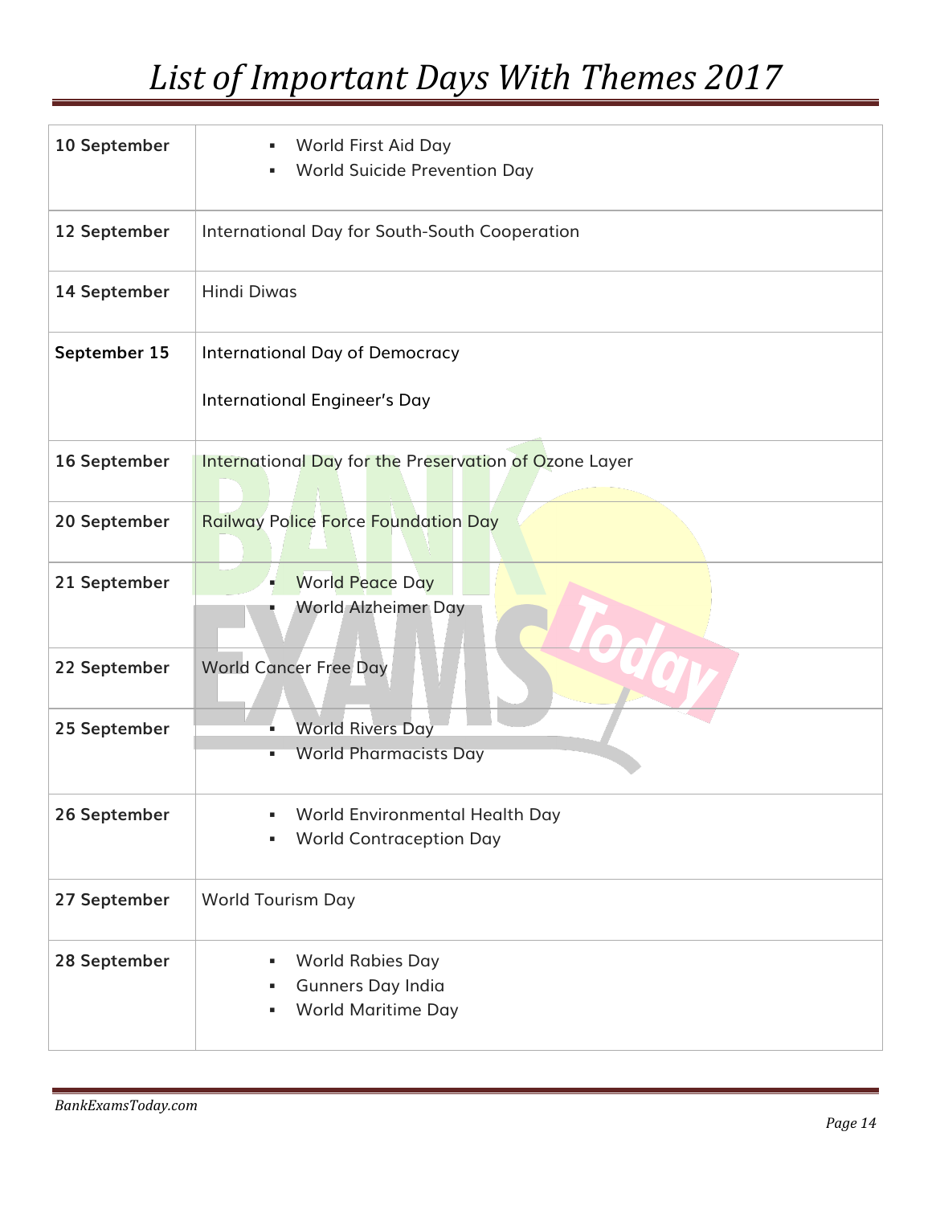# List of Important Days With Themes 2017

| | |
|---|---|
| **10 September** | ▪ World First Aid Day<br>▪ World Suicide Prevention Day |
| **12 September** | International Day for South-South Cooperation |
| **14 September** | Hindi Diwas |
| **September 15** | International Day of Democracy<br><br>International Engineer's Day |
| **16 September** | International Day for the Preservation of Ozone Layer |
| **20 September** | Railway Police Force Foundation Day |
| **21 September** | ▪ World Peace Day<br>▪ World Alzheimer Day |
| **22 September** | World Cancer Free Day |
| **25 September** | ▪ World Rivers Day<br>▪ World Pharmacists Day |
| **26 September** | ▪ World Environmental Health Day<br>▪ World Contraception Day |
| **27 September** | World Tourism Day |
| **28 September** | ▪ World Rabies Day<br>▪ Gunners Day India<br>▪ World Maritime Day |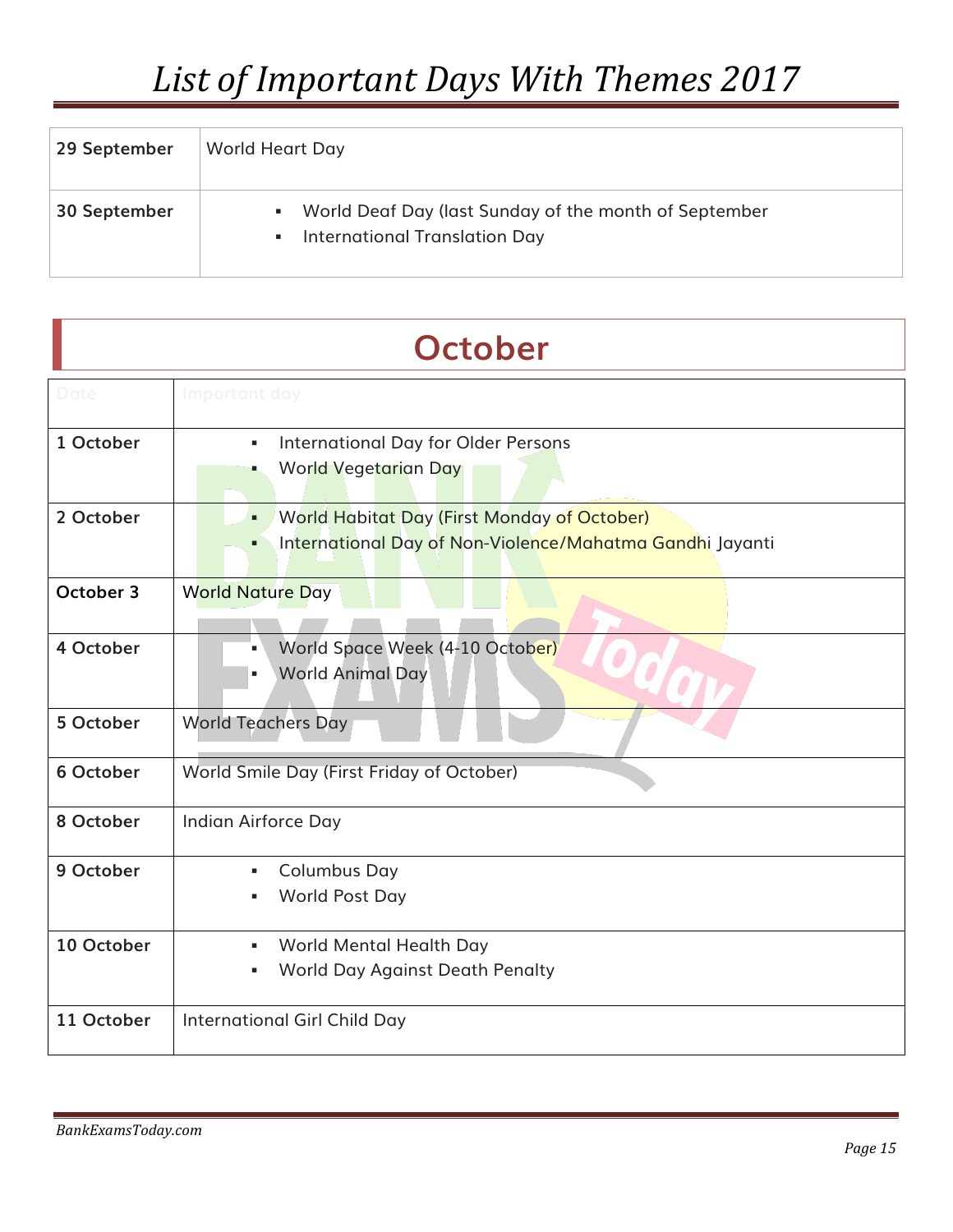| | |
|---|---|
| **29 September** | World Heart Day |
| **30 September** | ▪ World Deaf Day (last Sunday of the month of September<br>▪ International Translation Day |

## October

| Date | Important day |
|---|---|
| **1 October** | ▪ International Day for Older Persons<br>▪ World Vegetarian Day |
| **2 October** | ▪ World Habitat Day (First Monday of October)<br>▪ International Day of Non-Violence/Mahatma Gandhi Jayanti |
| **October 3** | World Nature Day |
| **4 October** | ▪ World Space Week (4-10 October)<br>▪ World Animal Day |
| **5 October** | World Teachers Day |
| **6 October** | World Smile Day (First Friday of October) |
| **8 October** | Indian Airforce Day |
| **9 October** | ▪ Columbus Day<br>▪ World Post Day |
| **10 October** | ▪ World Mental Health Day<br>▪ World Day Against Death Penalty |
| **11 October** | International Girl Child Day |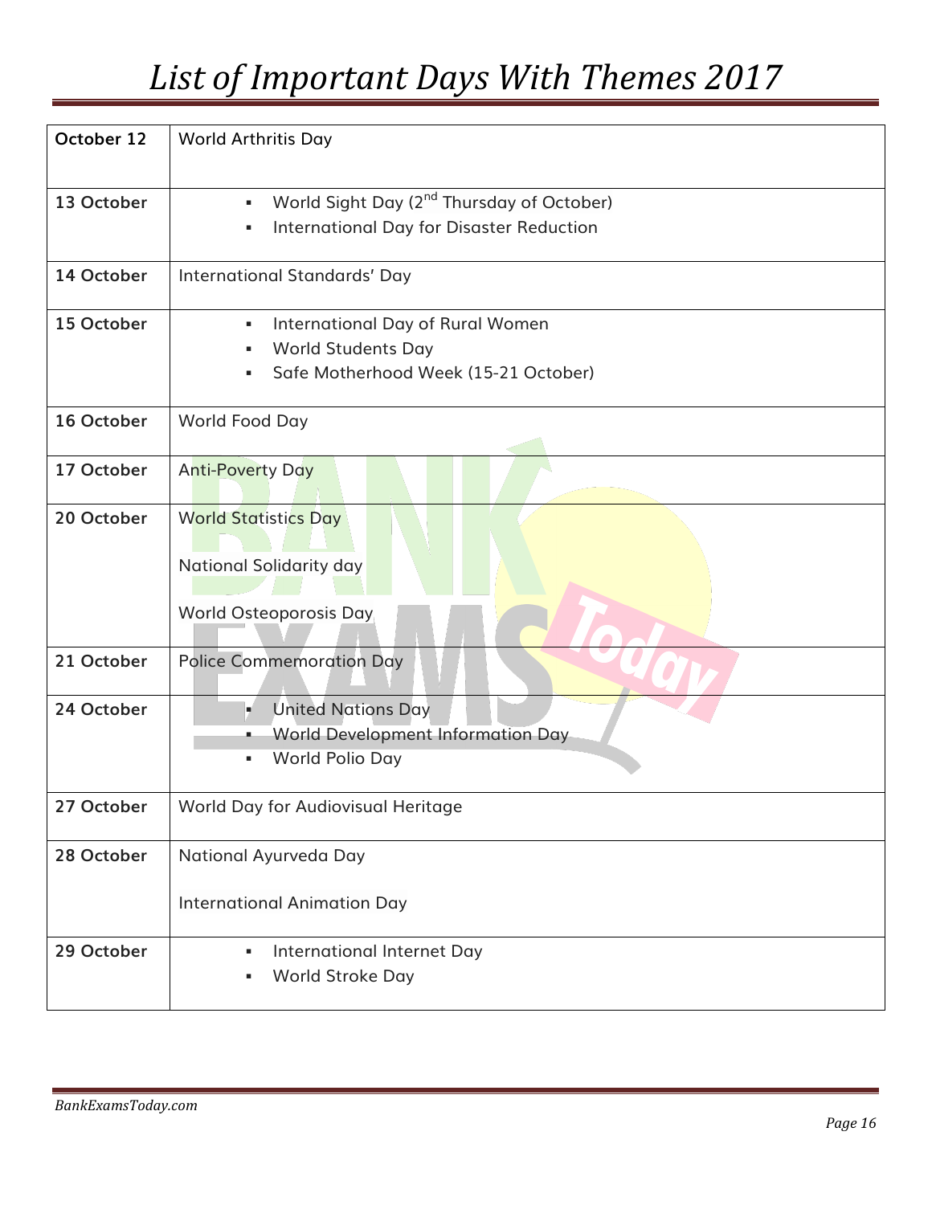# List of Important Days With Themes 2017

| | |
|---|---|
| October 12 | World Arthritis Day |
| 13 October | ▪ World Sight Day (2nd Thursday of October)<br>▪ International Day for Disaster Reduction |
| 14 October | International Standards' Day |
| 15 October | ▪ International Day of Rural Women<br>▪ World Students Day<br>▪ Safe Motherhood Week (15-21 October) |
| 16 October | World Food Day |
| 17 October | Anti-Poverty Day |
| 20 October | World Statistics Day<br><br>National Solidarity day<br><br>World Osteoporosis Day |
| 21 October | Police Commemoration Day |
| 24 October | ▪ United Nations Day<br>▪ World Development Information Day<br>▪ World Polio Day |
| 27 October | World Day for Audiovisual Heritage |
| 28 October | National Ayurveda Day<br><br>International Animation Day |
| 29 October | ▪ International Internet Day<br>▪ World Stroke Day |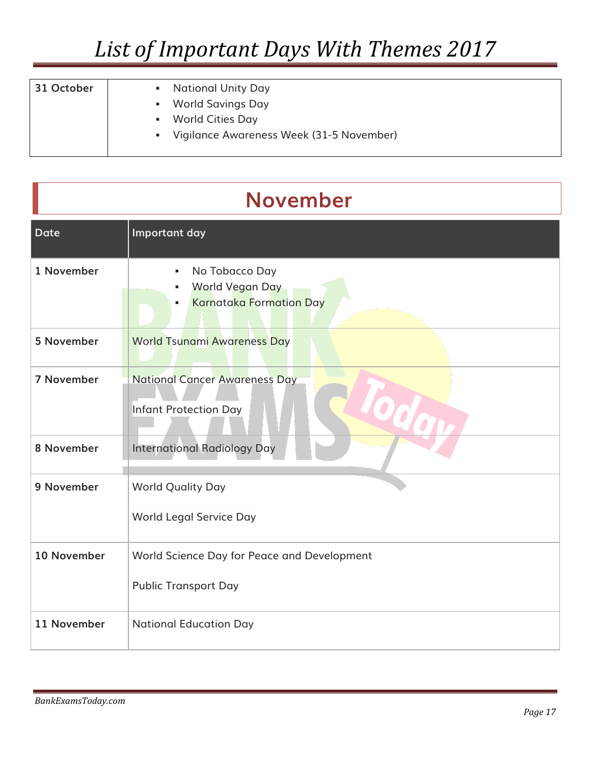| 31 October | National Unity Day<br>World Savings Day<br>World Cities Day<br>Vigilance Awareness Week (31-5 November) |
|---|---|

## November

| Date | Important day |
|---|---|
| 1 November | No Tobacco Day<br>World Vegan Day<br>Karnataka Formation Day |
| 5 November | World Tsunami Awareness Day |
| 7 November | National Cancer Awareness Day<br><br>Infant Protection Day |
| 8 November | International Radiology Day |
| 9 November | World Quality Day<br><br>World Legal Service Day |
| 10 November | World Science Day for Peace and Development<br><br>Public Transport Day |
| 11 November | National Education Day |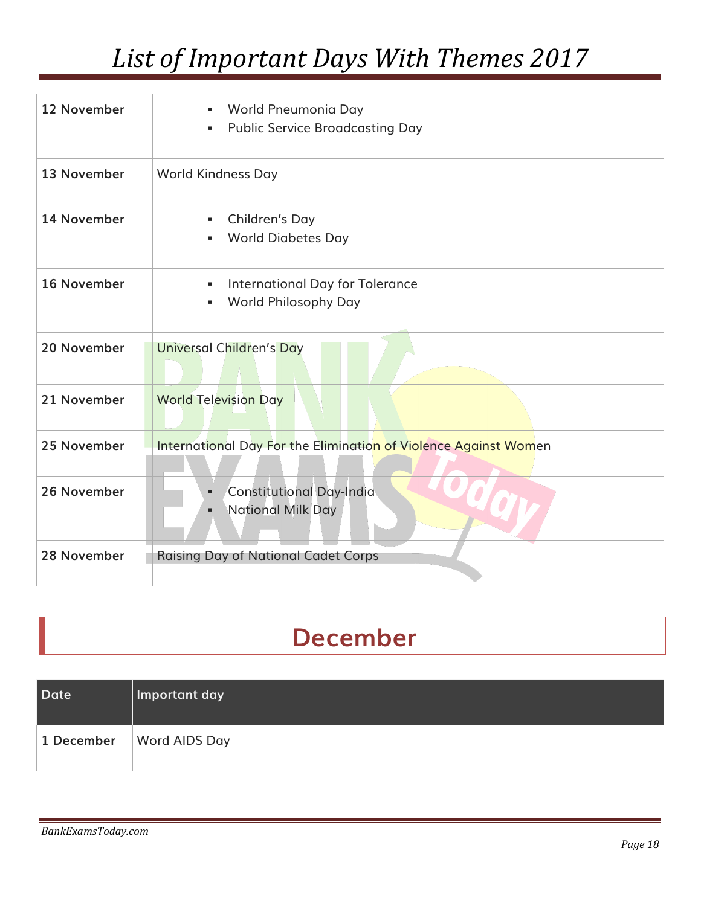| | |
|---|---|
| **12 November** | ▪ World Pneumonia Day<br>▪ Public Service Broadcasting Day |
| **13 November** | World Kindness Day |
| **14 November** | ▪ Children's Day<br>▪ World Diabetes Day |
| **16 November** | ▪ International Day for Tolerance<br>▪ World Philosophy Day |
| **20 November** | Universal Children's Day |
| **21 November** | World Television Day |
| **25 November** | International Day For the Elimination of Violence Against Women |
| **26 November** | ▪ Constitutional Day-India<br>▪ National Milk Day |
| **28 November** | Raising Day of National Cadet Corps |

## December

| Date | Important day |
|---|---|
| **1 December** | Word AIDS Day |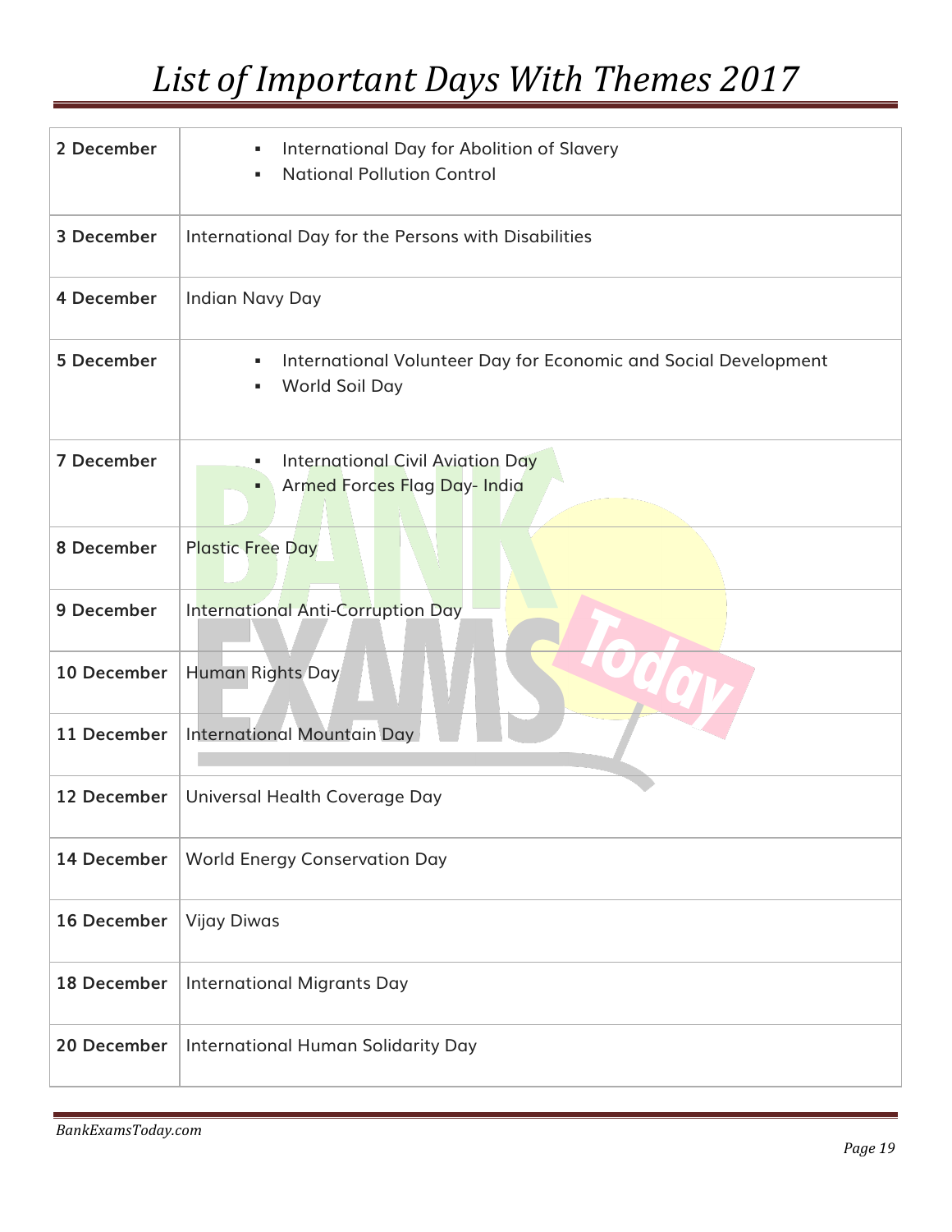# List of Important Days With Themes 2017

| | |
|---|---|
| 2 December | ▪ International Day for Abolition of Slavery<br>▪ National Pollution Control |
| 3 December | International Day for the Persons with Disabilities |
| 4 December | Indian Navy Day |
| 5 December | ▪ International Volunteer Day for Economic and Social Development<br>▪ World Soil Day |
| 7 December | ▪ International Civil Aviation Day<br>▪ Armed Forces Flag Day- India |
| 8 December | Plastic Free Day |
| 9 December | International Anti-Corruption Day |
| 10 December | Human Rights Day |
| 11 December | International Mountain Day |
| 12 December | Universal Health Coverage Day |
| 14 December | World Energy Conservation Day |
| 16 December | Vijay Diwas |
| 18 December | International Migrants Day |
| 20 December | International Human Solidarity Day |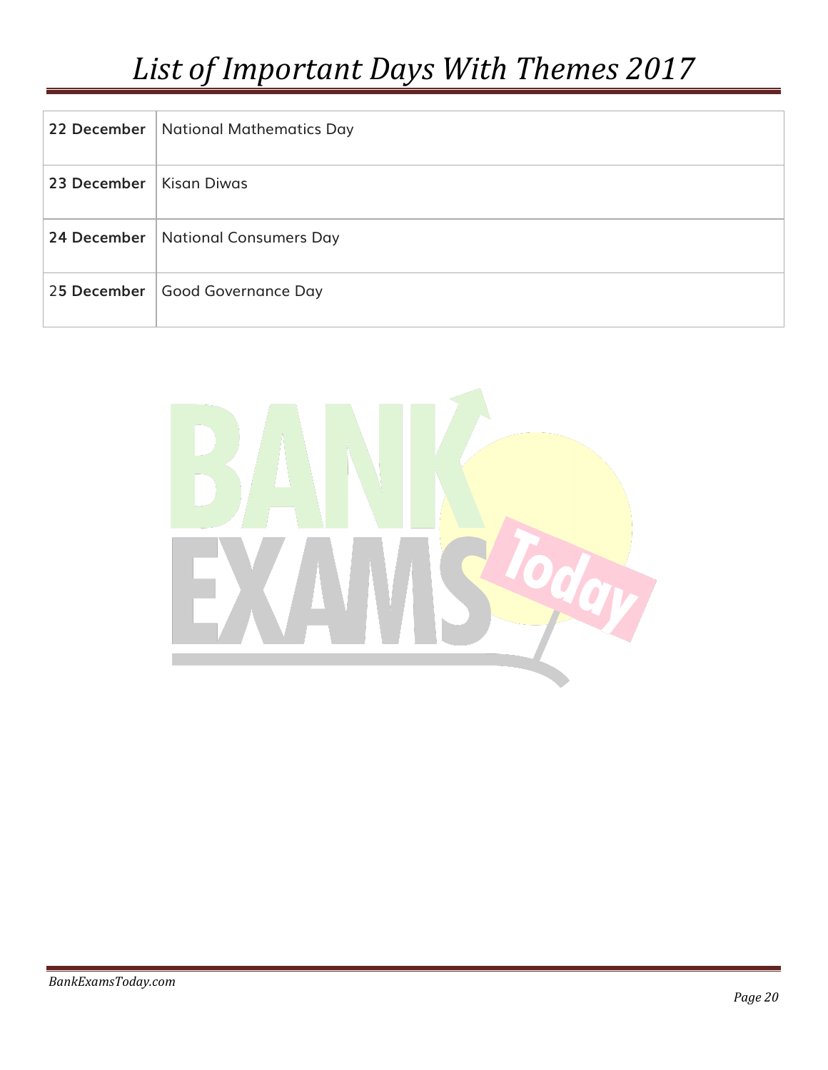| | |
|---|---|
| **22 December** | National Mathematics Day |
| **23 December** | Kisan Diwas |
| **24 December** | National Consumers Day |
| **25 December** | Good Governance Day |